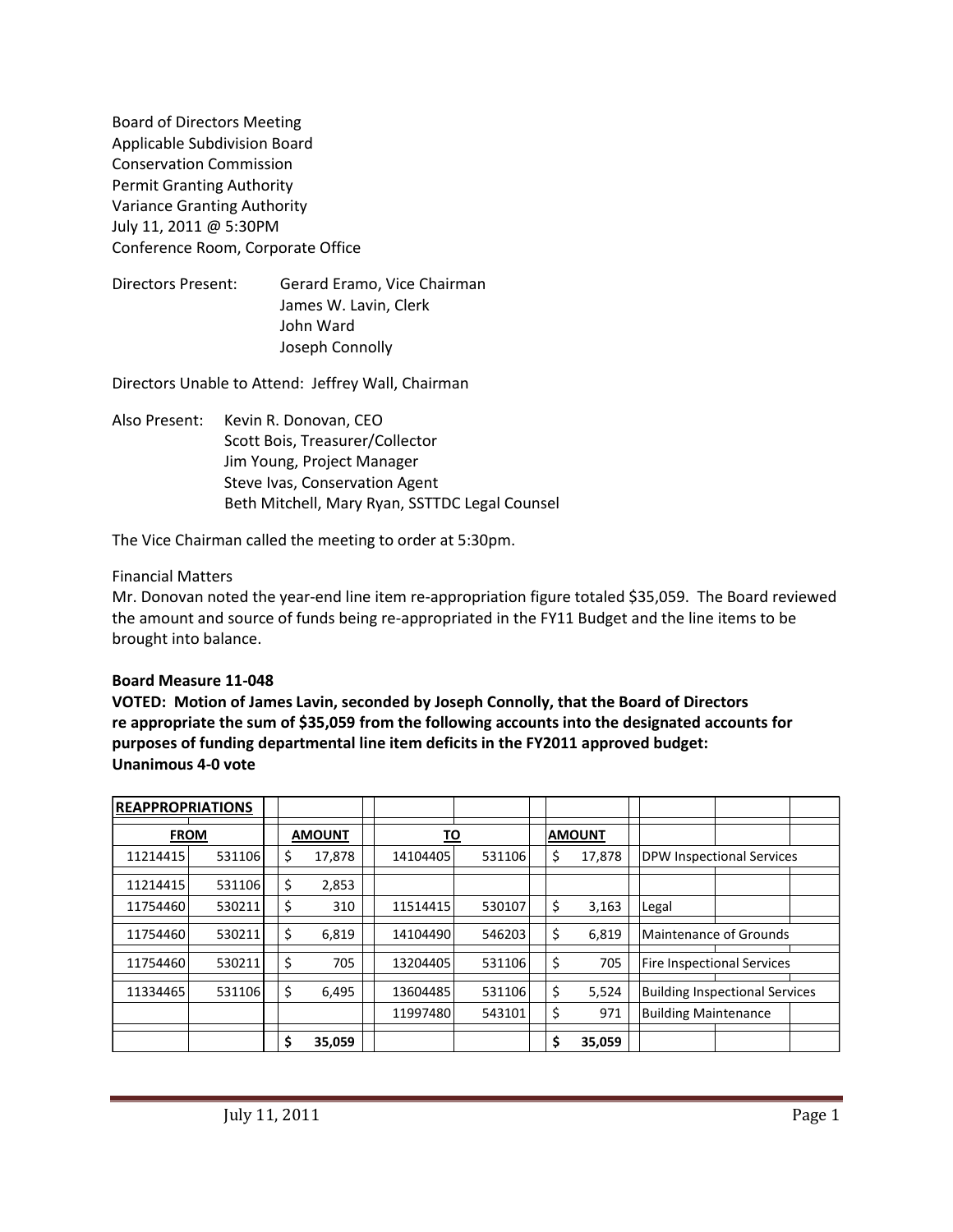Board of Directors Meeting
Applicable Subdivision Board
Conservation Commission
Permit Granting Authority
Variance Granting Authority
July 11, 2011 @ 5:30PM
Conference Room, Corporate Office

Directors Present: Gerard Eramo, Vice Chairman
James W. Lavin, Clerk
John Ward
Joseph Connolly

Directors Unable to Attend: Jeffrey Wall, Chairman

Also Present: Kevin R. Donovan, CEO
Scott Bois, Treasurer/Collector
Jim Young, Project Manager
Steve Ivas, Conservation Agent
Beth Mitchell, Mary Ryan, SSTTDC Legal Counsel

The Vice Chairman called the meeting to order at 5:30pm.

Financial Matters

Mr. Donovan noted the year-end line item re-appropriation figure totaled $35,059. The Board reviewed the amount and source of funds being re-appropriated in the FY11 Budget and the line items to be brought into balance.

**Board Measure 11-048**

**VOTED: Motion of James Lavin, seconded by Joseph Connolly, that the Board of Directors re appropriate the sum of $35,059 from the following accounts into the designated accounts for purposes of funding departmental line item deficits in the FY2011 approved budget:**
**Unanimous 4-0 vote**

| **REAPPROPRIATIONS** | | | | | | |
|---|---|---|---|---|---|---|
| **FROM** | | **AMOUNT** | **TO** | | **AMOUNT** | |
| 11214415 | 531106 | $ 17,878 | 14104405 | 531106 | $ 17,878 | DPW Inspectional Services |
| 11214415 | 531106 | $ 2,853 | | | | |
| 11754460 | 530211 | $ 310 | 11514415 | 530107 | $ 3,163 | Legal |
| 11754460 | 530211 | $ 6,819 | 14104490 | 546203 | $ 6,819 | Maintenance of Grounds |
| 11754460 | 530211 | $ 705 | 13204405 | 531106 | $ 705 | Fire Inspectional Services |
| 11334465 | 531106 | $ 6,495 | 13604485 | 531106 | $ 5,524 | Building Inspectional Services |
| | | | 11997480 | 543101 | $ 971 | Building Maintenance |
| | | **$ 35,059** | | | **$ 35,059** | |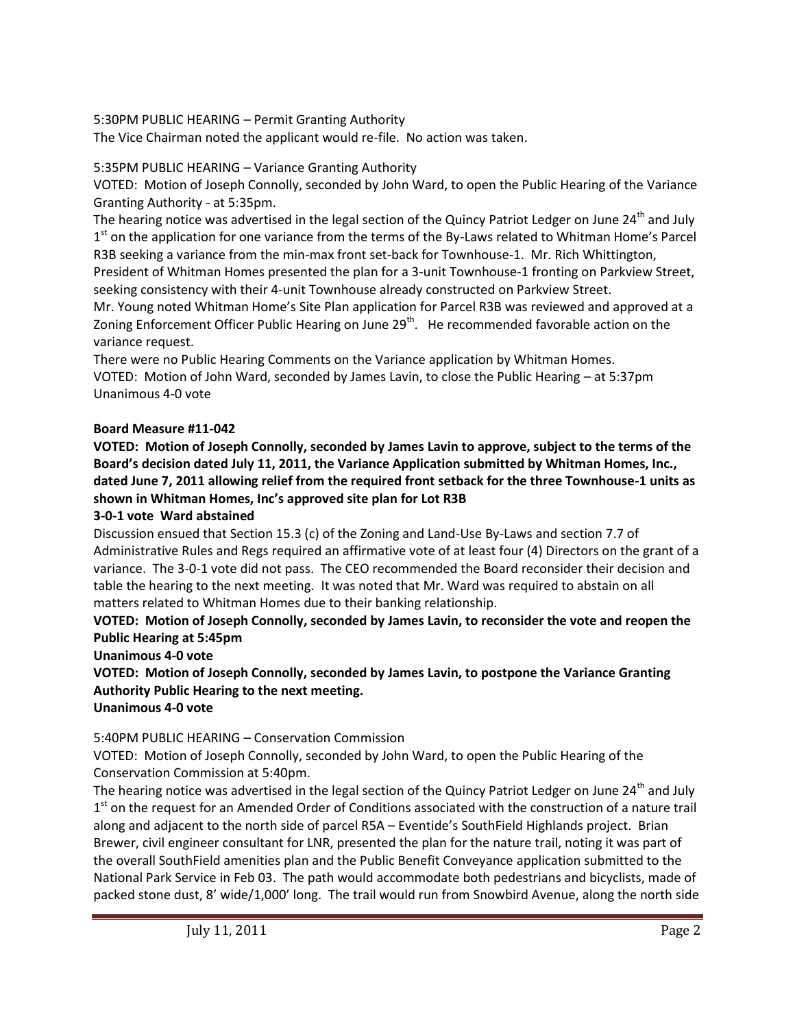5:30PM PUBLIC HEARING – Permit Granting Authority

The Vice Chairman noted the applicant would re-file. No action was taken.

5:35PM PUBLIC HEARING – Variance Granting Authority

VOTED: Motion of Joseph Connolly, seconded by John Ward, to open the Public Hearing of the Variance Granting Authority - at 5:35pm.

The hearing notice was advertised in the legal section of the Quincy Patriot Ledger on June 24th and July 1st on the application for one variance from the terms of the By-Laws related to Whitman Home's Parcel R3B seeking a variance from the min-max front set-back for Townhouse-1. Mr. Rich Whittington, President of Whitman Homes presented the plan for a 3-unit Townhouse-1 fronting on Parkview Street, seeking consistency with their 4-unit Townhouse already constructed on Parkview Street.

Mr. Young noted Whitman Home's Site Plan application for Parcel R3B was reviewed and approved at a Zoning Enforcement Officer Public Hearing on June 29th. He recommended favorable action on the variance request.

There were no Public Hearing Comments on the Variance application by Whitman Homes.

VOTED: Motion of John Ward, seconded by James Lavin, to close the Public Hearing – at 5:37pm

Unanimous 4-0 vote

**Board Measure #11-042**

**VOTED: Motion of Joseph Connolly, seconded by James Lavin to approve, subject to the terms of the Board's decision dated July 11, 2011, the Variance Application submitted by Whitman Homes, Inc., dated June 7, 2011 allowing relief from the required front setback for the three Townhouse-1 units as shown in Whitman Homes, Inc's approved site plan for Lot R3B**

**3-0-1 vote Ward abstained**

Discussion ensued that Section 15.3 (c) of the Zoning and Land-Use By-Laws and section 7.7 of Administrative Rules and Regs required an affirmative vote of at least four (4) Directors on the grant of a variance. The 3-0-1 vote did not pass. The CEO recommended the Board reconsider their decision and table the hearing to the next meeting. It was noted that Mr. Ward was required to abstain on all matters related to Whitman Homes due to their banking relationship.

**VOTED: Motion of Joseph Connolly, seconded by James Lavin, to reconsider the vote and reopen the Public Hearing at 5:45pm**

**Unanimous 4-0 vote**

**VOTED: Motion of Joseph Connolly, seconded by James Lavin, to postpone the Variance Granting Authority Public Hearing to the next meeting.**

**Unanimous 4-0 vote**

5:40PM PUBLIC HEARING – Conservation Commission

VOTED: Motion of Joseph Connolly, seconded by John Ward, to open the Public Hearing of the Conservation Commission at 5:40pm.

The hearing notice was advertised in the legal section of the Quincy Patriot Ledger on June 24th and July 1st on the request for an Amended Order of Conditions associated with the construction of a nature trail along and adjacent to the north side of parcel R5A – Eventide's SouthField Highlands project. Brian Brewer, civil engineer consultant for LNR, presented the plan for the nature trail, noting it was part of the overall SouthField amenities plan and the Public Benefit Conveyance application submitted to the National Park Service in Feb 03. The path would accommodate both pedestrians and bicyclists, made of packed stone dust, 8' wide/1,000' long. The trail would run from Snowbird Avenue, along the north side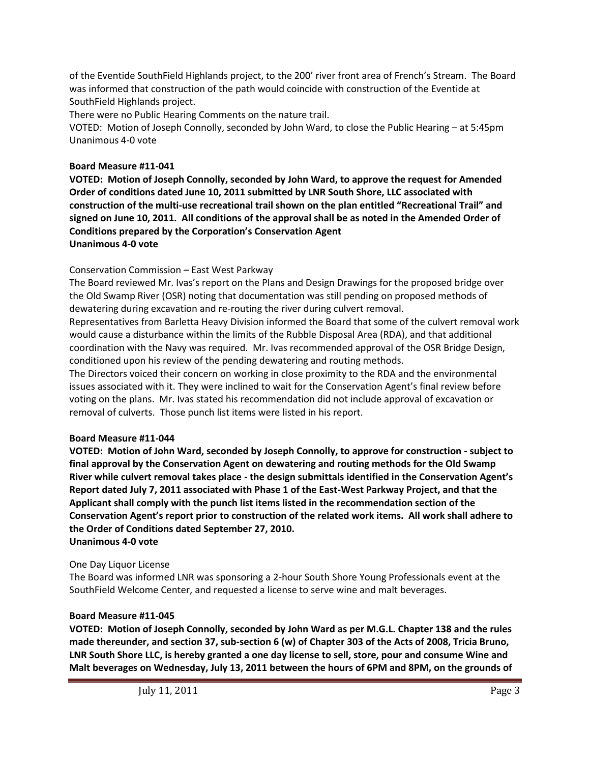of the Eventide SouthField Highlands project, to the 200' river front area of French's Stream. The Board was informed that construction of the path would coincide with construction of the Eventide at SouthField Highlands project.

There were no Public Hearing Comments on the nature trail.

VOTED: Motion of Joseph Connolly, seconded by John Ward, to close the Public Hearing – at 5:45pm
Unanimous 4-0 vote

**Board Measure #11-041**

**VOTED: Motion of Joseph Connolly, seconded by John Ward, to approve the request for Amended Order of conditions dated June 10, 2011 submitted by LNR South Shore, LLC associated with construction of the multi-use recreational trail shown on the plan entitled "Recreational Trail" and signed on June 10, 2011. All conditions of the approval shall be as noted in the Amended Order of Conditions prepared by the Corporation's Conservation Agent**
**Unanimous 4-0 vote**

Conservation Commission – East West Parkway

The Board reviewed Mr. Ivas's report on the Plans and Design Drawings for the proposed bridge over the Old Swamp River (OSR) noting that documentation was still pending on proposed methods of dewatering during excavation and re-routing the river during culvert removal.

Representatives from Barletta Heavy Division informed the Board that some of the culvert removal work would cause a disturbance within the limits of the Rubble Disposal Area (RDA), and that additional coordination with the Navy was required. Mr. Ivas recommended approval of the OSR Bridge Design, conditioned upon his review of the pending dewatering and routing methods.

The Directors voiced their concern on working in close proximity to the RDA and the environmental issues associated with it. They were inclined to wait for the Conservation Agent's final review before voting on the plans. Mr. Ivas stated his recommendation did not include approval of excavation or removal of culverts. Those punch list items were listed in his report.

**Board Measure #11-044**

**VOTED: Motion of John Ward, seconded by Joseph Connolly, to approve for construction - subject to final approval by the Conservation Agent on dewatering and routing methods for the Old Swamp River while culvert removal takes place - the design submittals identified in the Conservation Agent's Report dated July 7, 2011 associated with Phase 1 of the East-West Parkway Project, and that the Applicant shall comply with the punch list items listed in the recommendation section of the Conservation Agent's report prior to construction of the related work items. All work shall adhere to the Order of Conditions dated September 27, 2010.**
**Unanimous 4-0 vote**

One Day Liquor License

The Board was informed LNR was sponsoring a 2-hour South Shore Young Professionals event at the SouthField Welcome Center, and requested a license to serve wine and malt beverages.

**Board Measure #11-045**

**VOTED: Motion of Joseph Connolly, seconded by John Ward as per M.G.L. Chapter 138 and the rules made thereunder, and section 37, sub-section 6 (w) of Chapter 303 of the Acts of 2008, Tricia Bruno, LNR South Shore LLC, is hereby granted a one day license to sell, store, pour and consume Wine and Malt beverages on Wednesday, July 13, 2011 between the hours of 6PM and 8PM, on the grounds of**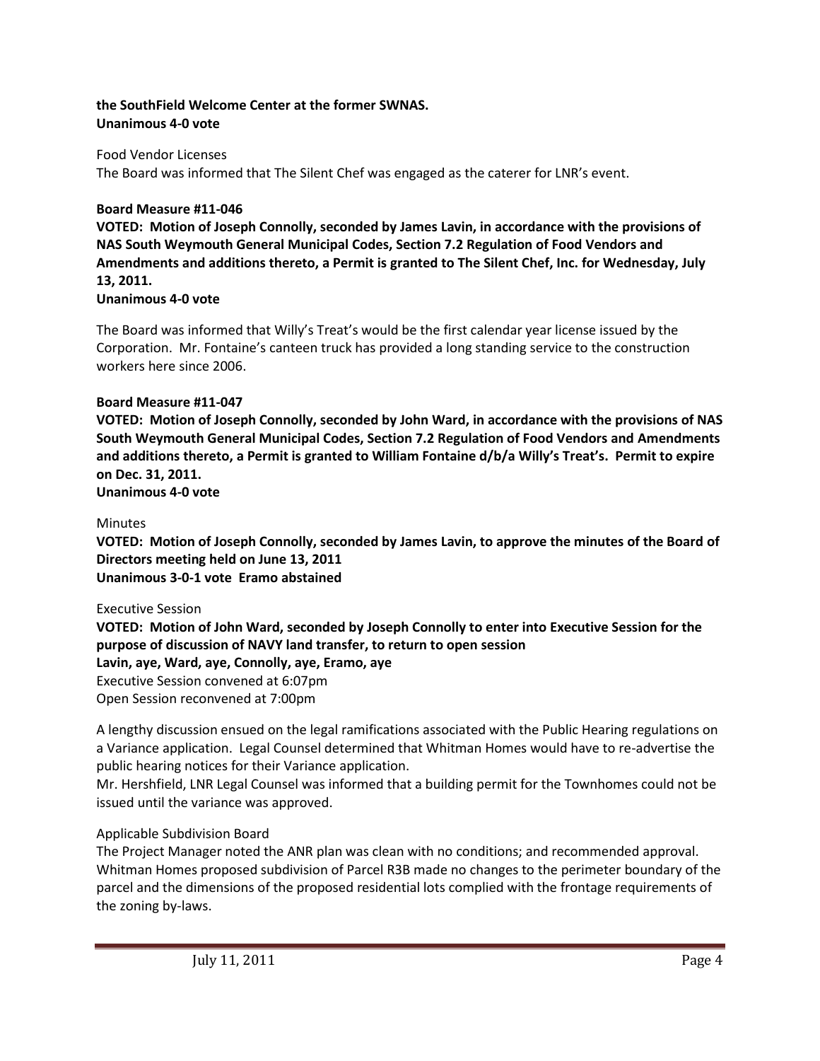**the SouthField Welcome Center at the former SWNAS.**
**Unanimous 4-0 vote**

Food Vendor Licenses
The Board was informed that The Silent Chef was engaged as the caterer for LNR's event.

**Board Measure #11-046**
**VOTED: Motion of Joseph Connolly, seconded by James Lavin, in accordance with the provisions of NAS South Weymouth General Municipal Codes, Section 7.2 Regulation of Food Vendors and Amendments and additions thereto, a Permit is granted to The Silent Chef, Inc. for Wednesday, July 13, 2011.**
**Unanimous 4-0 vote**

The Board was informed that Willy's Treat's would be the first calendar year license issued by the Corporation. Mr. Fontaine's canteen truck has provided a long standing service to the construction workers here since 2006.

**Board Measure #11-047**
**VOTED: Motion of Joseph Connolly, seconded by John Ward, in accordance with the provisions of NAS South Weymouth General Municipal Codes, Section 7.2 Regulation of Food Vendors and Amendments and additions thereto, a Permit is granted to William Fontaine d/b/a Willy's Treat's. Permit to expire on Dec. 31, 2011.**
**Unanimous 4-0 vote**

Minutes
**VOTED: Motion of Joseph Connolly, seconded by James Lavin, to approve the minutes of the Board of Directors meeting held on June 13, 2011**
**Unanimous 3-0-1 vote Eramo abstained**

Executive Session
**VOTED: Motion of John Ward, seconded by Joseph Connolly to enter into Executive Session for the purpose of discussion of NAVY land transfer, to return to open session**
**Lavin, aye, Ward, aye, Connolly, aye, Eramo, aye**
Executive Session convened at 6:07pm
Open Session reconvened at 7:00pm

A lengthy discussion ensued on the legal ramifications associated with the Public Hearing regulations on a Variance application. Legal Counsel determined that Whitman Homes would have to re-advertise the public hearing notices for their Variance application.
Mr. Hershfield, LNR Legal Counsel was informed that a building permit for the Townhomes could not be issued until the variance was approved.

Applicable Subdivision Board
The Project Manager noted the ANR plan was clean with no conditions; and recommended approval. Whitman Homes proposed subdivision of Parcel R3B made no changes to the perimeter boundary of the parcel and the dimensions of the proposed residential lots complied with the frontage requirements of the zoning by-laws.

July 11, 2011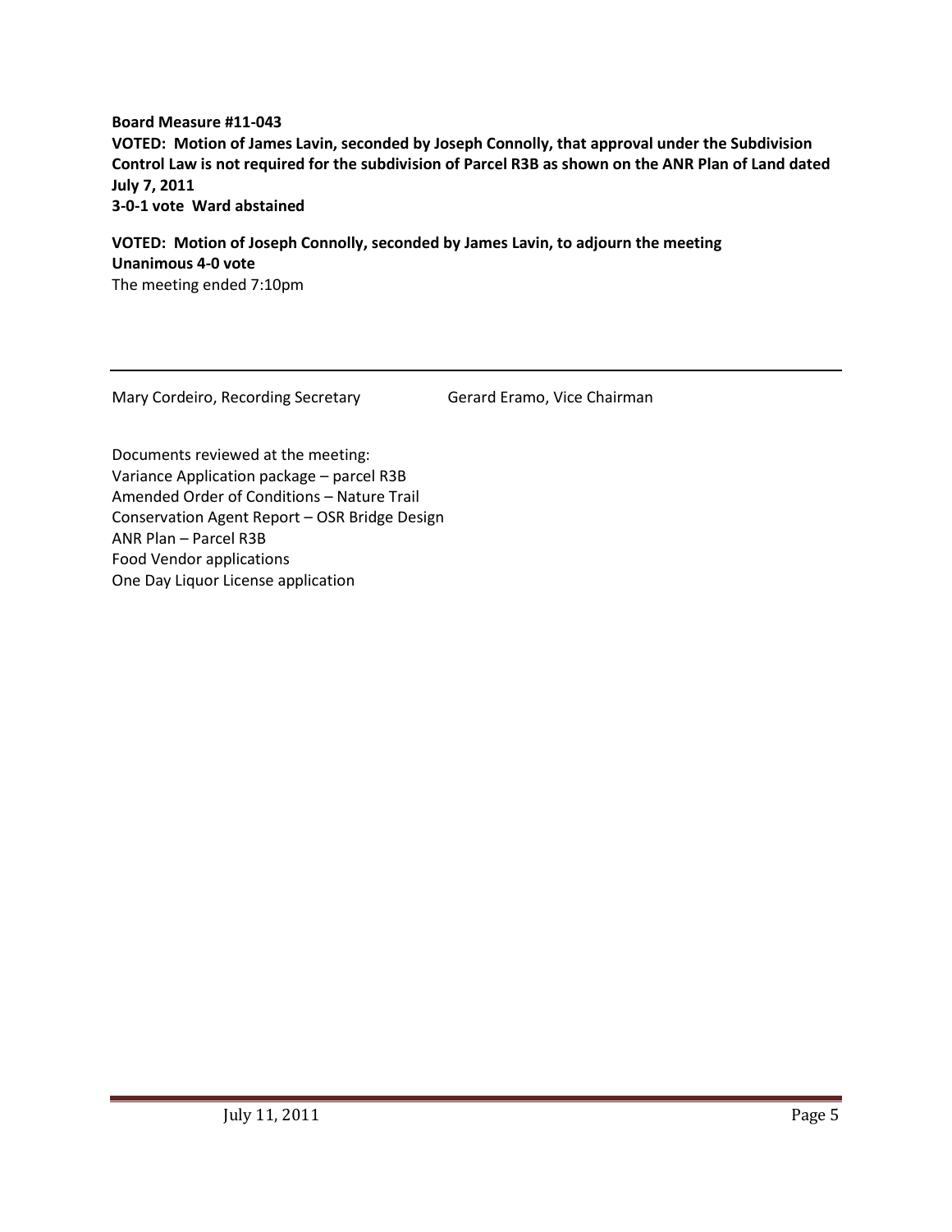**Board Measure #11-043**
**VOTED: Motion of James Lavin, seconded by Joseph Connolly, that approval under the Subdivision Control Law is not required for the subdivision of Parcel R3B as shown on the ANR Plan of Land dated July 7, 2011**
**3-0-1 vote Ward abstained**

**VOTED: Motion of Joseph Connolly, seconded by James Lavin, to adjourn the meeting**
**Unanimous 4-0 vote**
The meeting ended 7:10pm

---

Mary Cordeiro, Recording Secretary Gerard Eramo, Vice Chairman

Documents reviewed at the meeting:
Variance Application package – parcel R3B
Amended Order of Conditions – Nature Trail
Conservation Agent Report – OSR Bridge Design
ANR Plan – Parcel R3B
Food Vendor applications
One Day Liquor License application